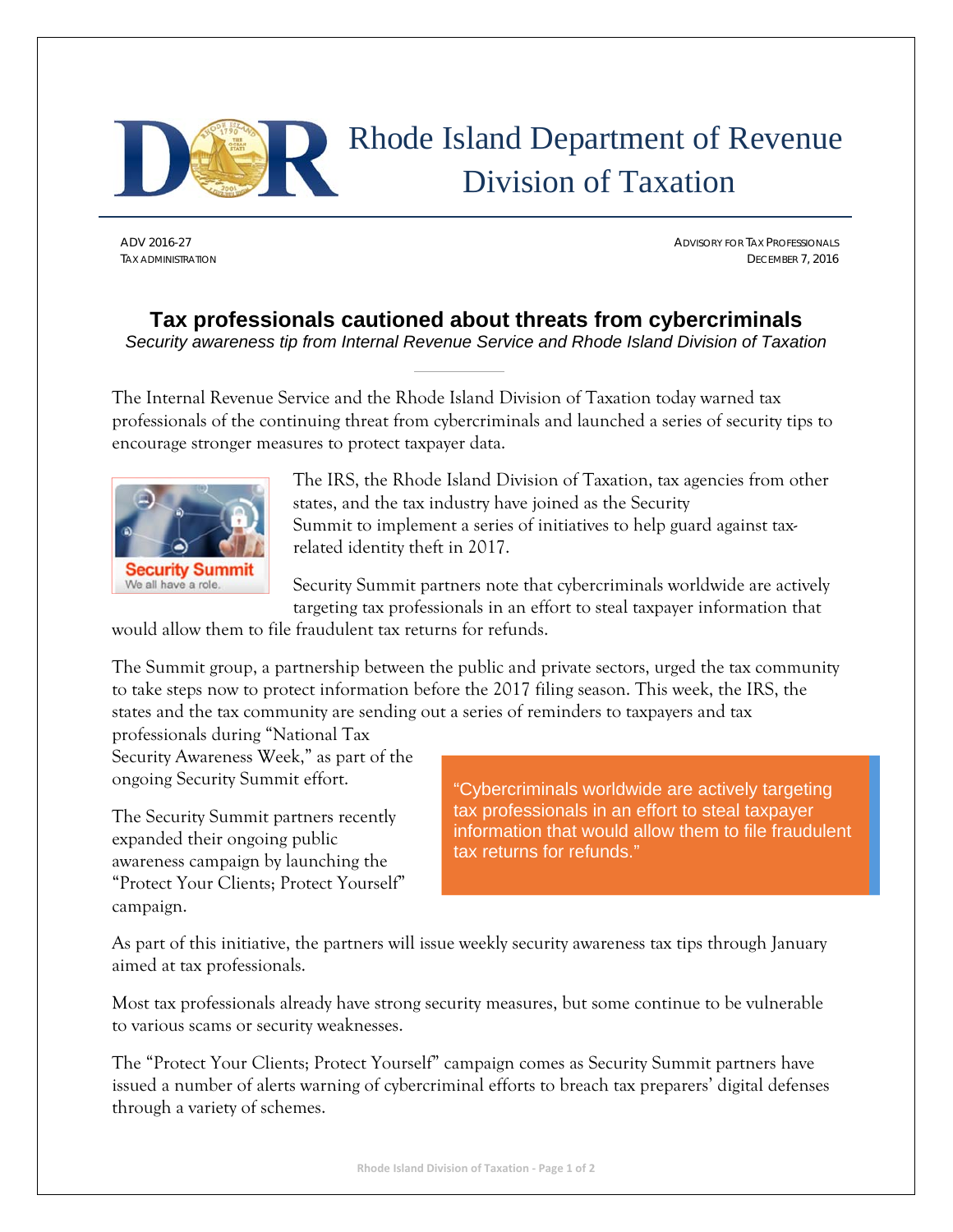# Rhode Island Department of Revenue Division of Taxation

ADV 2016-27
TAX ADMINISTRATION

ADVISORY FOR TAX PROFESSIONALS
DECEMBER 7, 2016

## Tax professionals cautioned about threats from cybercriminals

*Security awareness tip from Internal Revenue Service and Rhode Island Division of Taxation*

The Internal Revenue Service and the Rhode Island Division of Taxation today warned tax professionals of the continuing threat from cybercriminals and launched a series of security tips to encourage stronger measures to protect taxpayer data.

The IRS, the Rhode Island Division of Taxation, tax agencies from other states, and the tax industry have joined as the Security Summit to implement a series of initiatives to help guard against tax-related identity theft in 2017.

Security Summit partners note that cybercriminals worldwide are actively targeting tax professionals in an effort to steal taxpayer information that would allow them to file fraudulent tax returns for refunds.

The Summit group, a partnership between the public and private sectors, urged the tax community to take steps now to protect information before the 2017 filing season. This week, the IRS, the states and the tax community are sending out a series of reminders to taxpayers and tax professionals during "National Tax Security Awareness Week," as part of the ongoing Security Summit effort.

> "Cybercriminals worldwide are actively targeting tax professionals in an effort to steal taxpayer information that would allow them to file fraudulent tax returns for refunds."

The Security Summit partners recently expanded their ongoing public awareness campaign by launching the "Protect Your Clients; Protect Yourself" campaign.

As part of this initiative, the partners will issue weekly security awareness tax tips through January aimed at tax professionals.

Most tax professionals already have strong security measures, but some continue to be vulnerable to various scams or security weaknesses.

The "Protect Your Clients; Protect Yourself" campaign comes as Security Summit partners have issued a number of alerts warning of cybercriminal efforts to breach tax preparers' digital defenses through a variety of schemes.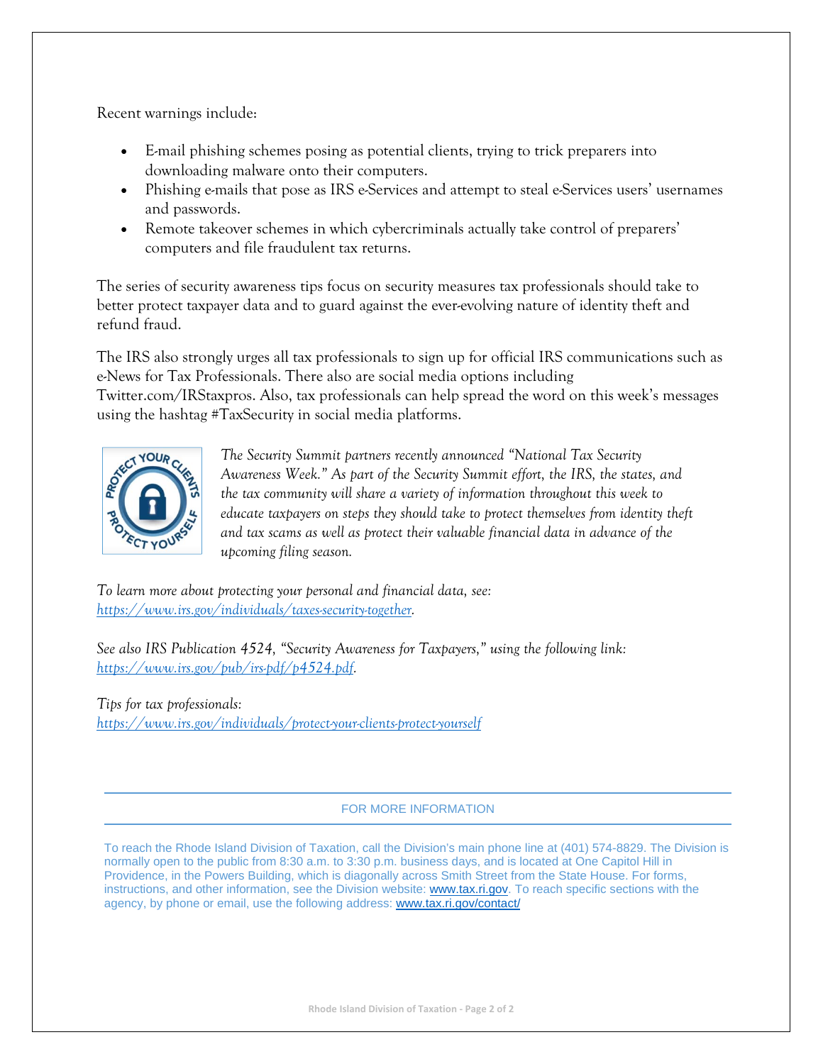Recent warnings include:

- E-mail phishing schemes posing as potential clients, trying to trick preparers into downloading malware onto their computers.
- Phishing e-mails that pose as IRS e-Services and attempt to steal e-Services users' usernames and passwords.
- Remote takeover schemes in which cybercriminals actually take control of preparers' computers and file fraudulent tax returns.

The series of security awareness tips focus on security measures tax professionals should take to better protect taxpayer data and to guard against the ever-evolving nature of identity theft and refund fraud.

The IRS also strongly urges all tax professionals to sign up for official IRS communications such as e-News for Tax Professionals. There also are social media options including Twitter.com/IRStaxpros. Also, tax professionals can help spread the word on this week's messages using the hashtag #TaxSecurity in social media platforms.

*The Security Summit partners recently announced "National Tax Security Awareness Week." As part of the Security Summit effort, the IRS, the states, and the tax community will share a variety of information throughout this week to educate taxpayers on steps they should take to protect themselves from identity theft and tax scams as well as protect their valuable financial data in advance of the upcoming filing season.*

*To learn more about protecting your personal and financial data, see: https://www.irs.gov/individuals/taxes-security-together.*

*See also IRS Publication 4524, "Security Awareness for Taxpayers," using the following link: https://www.irs.gov/pub/irs-pdf/p4524.pdf.*

*Tips for tax professionals:*
*https://www.irs.gov/individuals/protect-your-clients-protect-yourself*

---

FOR MORE INFORMATION

---

To reach the Rhode Island Division of Taxation, call the Division's main phone line at (401) 574-8829. The Division is normally open to the public from 8:30 a.m. to 3:30 p.m. business days, and is located at One Capitol Hill in Providence, in the Powers Building, which is diagonally across Smith Street from the State House. For forms, instructions, and other information, see the Division website: www.tax.ri.gov. To reach specific sections with the agency, by phone or email, use the following address: www.tax.ri.gov/contact/